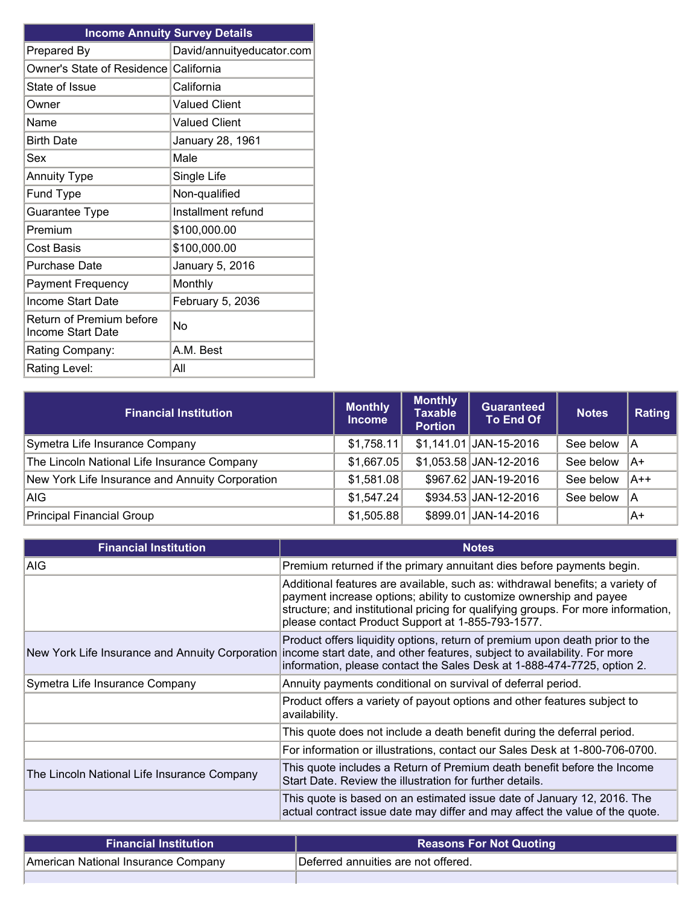| Income Annuity Survey Details | |
|---|---|
| Prepared By | David/annuityeducator.com |
| Owner's State of Residence | California |
| State of Issue | California |
| Owner | Valued Client |
| Name | Valued Client |
| Birth Date | January 28, 1961 |
| Sex | Male |
| Annuity Type | Single Life |
| Fund Type | Non-qualified |
| Guarantee Type | Installment refund |
| Premium | $100,000.00 |
| Cost Basis | $100,000.00 |
| Purchase Date | January 5, 2016 |
| Payment Frequency | Monthly |
| Income Start Date | February 5, 2036 |
| Return of Premium before Income Start Date | No |
| Rating Company: | A.M. Best |
| Rating Level: | All |

| Financial Institution | Monthly Income | Monthly Taxable Portion | Guaranteed To End Of | Notes | Rating |
|---|---|---|---|---|---|
| Symetra Life Insurance Company | $1,758.11 | $1,141.01 | JAN-15-2016 | See below | A |
| The Lincoln National Life Insurance Company | $1,667.05 | $1,053.58 | JAN-12-2016 | See below | A+ |
| New York Life Insurance and Annuity Corporation | $1,581.08 | $967.62 | JAN-19-2016 | See below | A++ |
| AIG | $1,547.24 | $934.53 | JAN-12-2016 | See below | A |
| Principal Financial Group | $1,505.88 | $899.01 | JAN-14-2016 | | A+ |

| Financial Institution | Notes |
|---|---|
| AIG | Premium returned if the primary annuitant dies before payments begin. |
| | Additional features are available, such as: withdrawal benefits; a variety of payment increase options; ability to customize ownership and payee structure; and institutional pricing for qualifying groups. For more information, please contact Product Support at 1-855-793-1577. |
| New York Life Insurance and Annuity Corporation | Product offers liquidity options, return of premium upon death prior to the income start date, and other features, subject to availability. For more information, please contact the Sales Desk at 1-888-474-7725, option 2. |
| Symetra Life Insurance Company | Annuity payments conditional on survival of deferral period. |
| | Product offers a variety of payout options and other features subject to availability. |
| | This quote does not include a death benefit during the deferral period. |
| | For information or illustrations, contact our Sales Desk at 1-800-706-0700. |
| The Lincoln National Life Insurance Company | This quote includes a Return of Premium death benefit before the Income Start Date. Review the illustration for further details. |
| | This quote is based on an estimated issue date of January 12, 2016. The actual contract issue date may differ and may affect the value of the quote. |

| Financial Institution | Reasons For Not Quoting |
|---|---|
| American National Insurance Company | Deferred annuities are not offered. |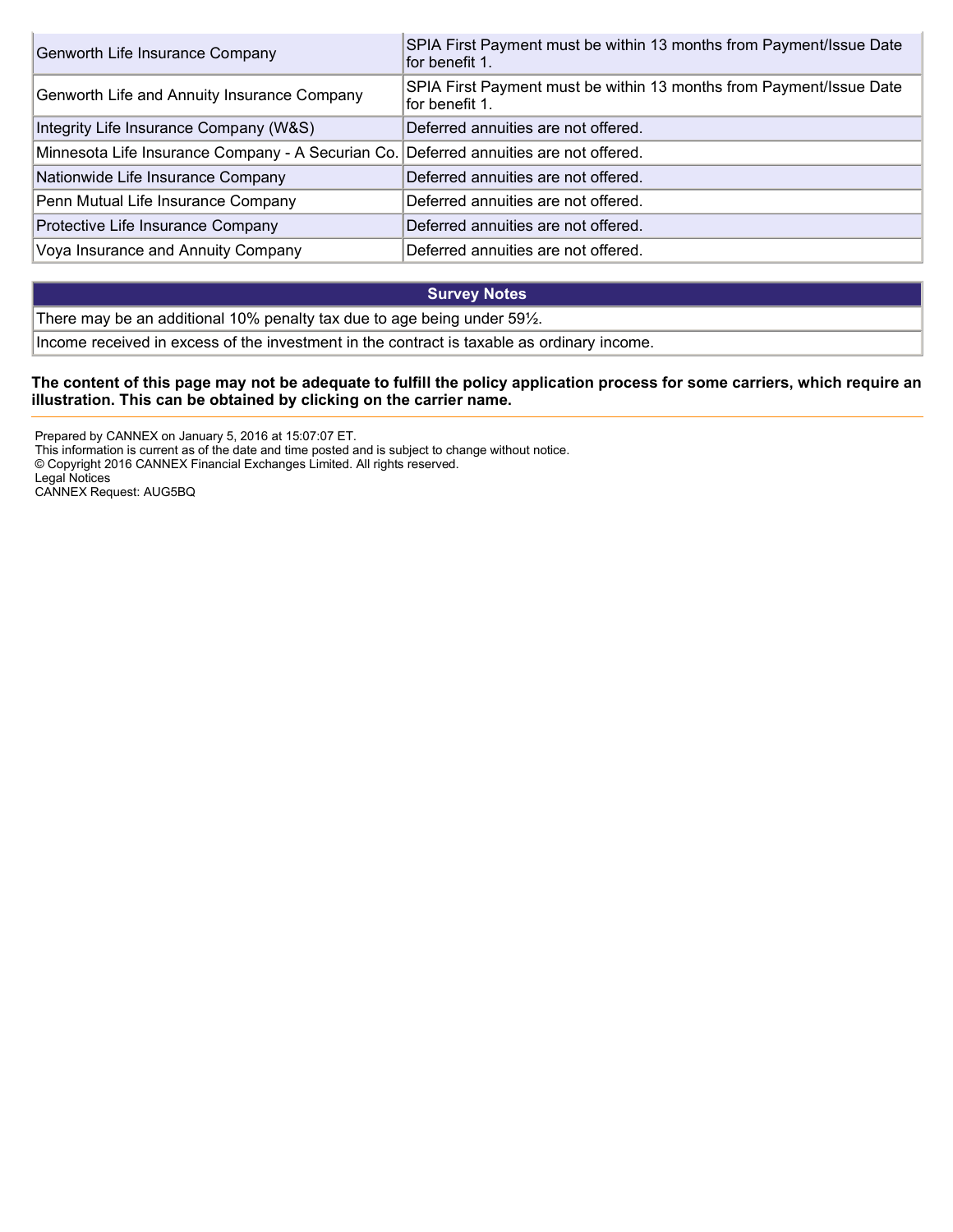| | |
|---|---|
| Genworth Life Insurance Company | SPIA First Payment must be within 13 months from Payment/Issue Date for benefit 1. |
| Genworth Life and Annuity Insurance Company | SPIA First Payment must be within 13 months from Payment/Issue Date for benefit 1. |
| Integrity Life Insurance Company (W&S) | Deferred annuities are not offered. |
| Minnesota Life Insurance Company - A Securian Co. | Deferred annuities are not offered. |
| Nationwide Life Insurance Company | Deferred annuities are not offered. |
| Penn Mutual Life Insurance Company | Deferred annuities are not offered. |
| Protective Life Insurance Company | Deferred annuities are not offered. |
| Voya Insurance and Annuity Company | Deferred annuities are not offered. |

| Survey Notes |
|---|
| There may be an additional 10% penalty tax due to age being under 59½. |
| Income received in excess of the investment in the contract is taxable as ordinary income. |

**The content of this page may not be adequate to fulfill the policy application process for some carriers, which require an illustration. This can be obtained by clicking on the carrier name.**

---

Prepared by CANNEX on January 5, 2016 at 15:07:07 ET.
This information is current as of the date and time posted and is subject to change without notice.
© Copyright 2016 CANNEX Financial Exchanges Limited. All rights reserved.
Legal Notices
CANNEX Request: AUG5BQ